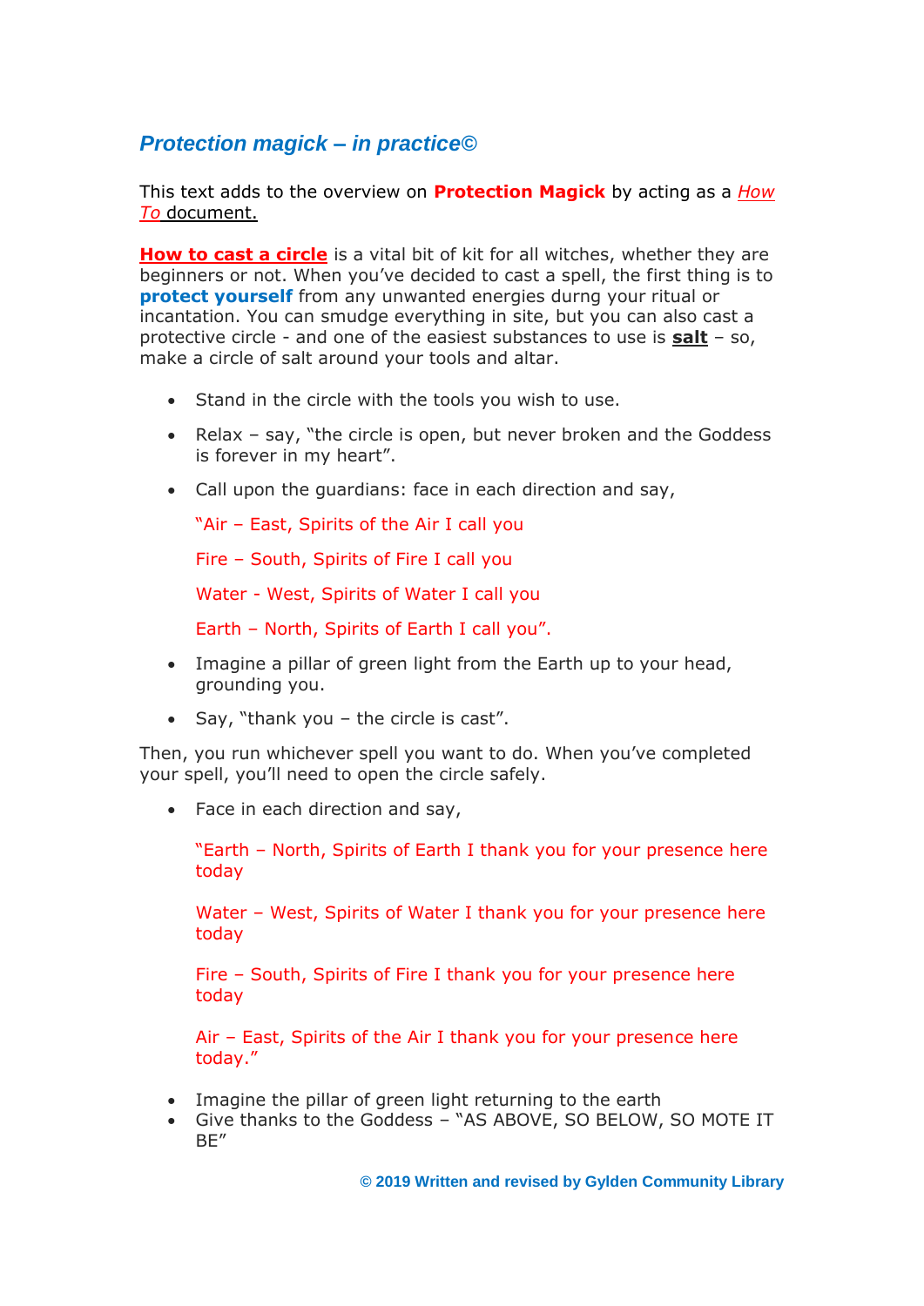## *Protection magick – in practice©*

This text adds to the overview on **Protection Magick** by acting as a *How To* document.

**How to cast a circle** is a vital bit of kit for all witches, whether they are beginners or not. When you've decided to cast a spell, the first thing is to **protect yourself** from any unwanted energies durng your ritual or incantation. You can smudge everything in site, but you can also cast a protective circle - and one of the easiest substances to use is **salt** – so, make a circle of salt around your tools and altar.

- Stand in the circle with the tools you wish to use.
- Relax – say, "the circle is open, but never broken and the Goddess is forever in my heart".
- Call upon the guardians: face in each direction and say,

  "Air – East, Spirits of the Air I call you

  Fire – South, Spirits of Fire I call you

  Water - West, Spirits of Water I call you

  Earth – North, Spirits of Earth I call you".
- Imagine a pillar of green light from the Earth up to your head, grounding you.
- Say, "thank you – the circle is cast".

Then, you run whichever spell you want to do. When you've completed your spell, you'll need to open the circle safely.

- Face in each direction and say,

  "Earth – North, Spirits of Earth I thank you for your presence here today

  Water – West, Spirits of Water I thank you for your presence here today

  Fire – South, Spirits of Fire I thank you for your presence here today

  Air – East, Spirits of the Air I thank you for your presence here today."
- Imagine the pillar of green light returning to the earth
- Give thanks to the Goddess – "AS ABOVE, SO BELOW, SO MOTE IT BE"

**© 2019 Written and revised by Gylden Community Library**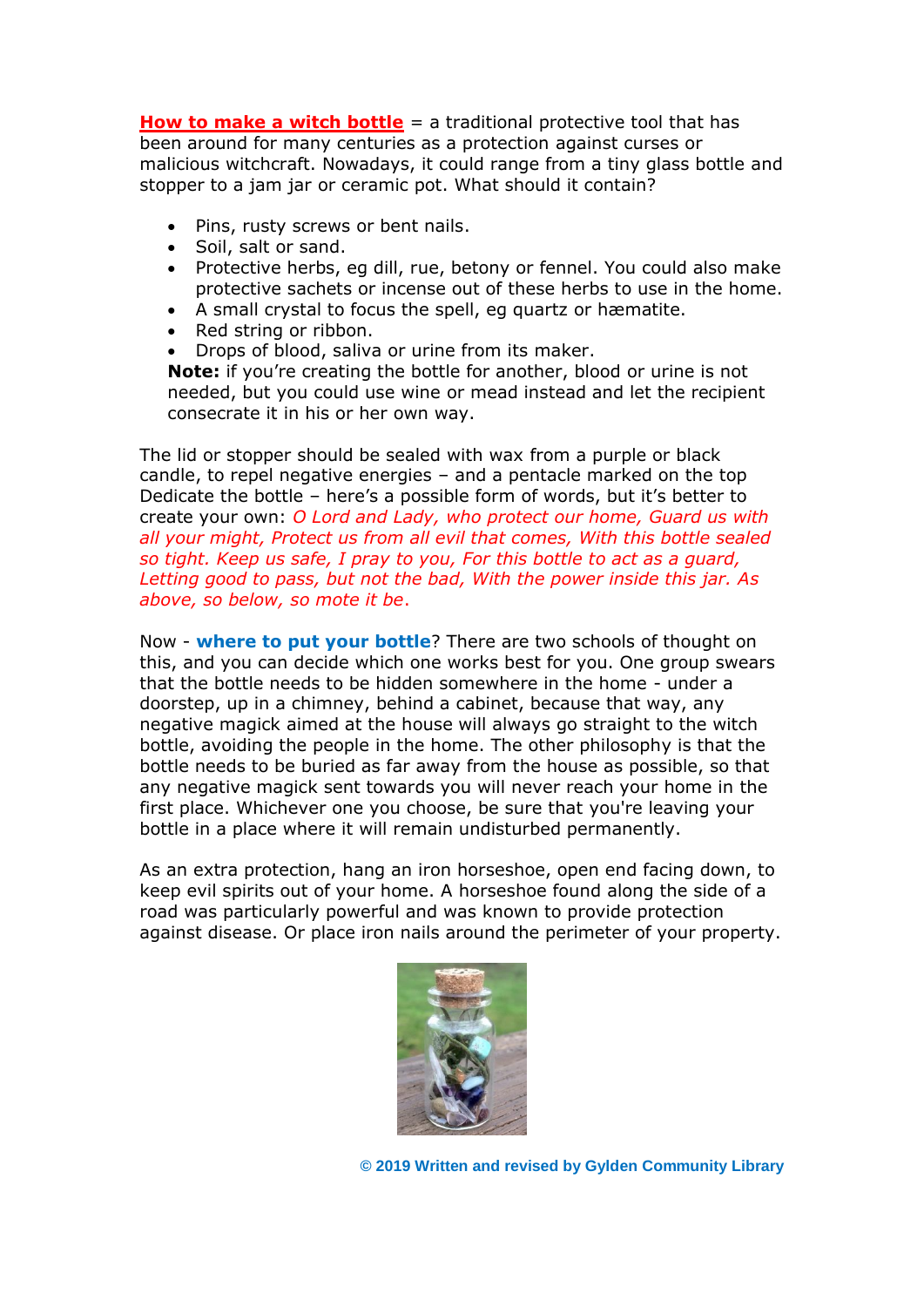**How to make a witch bottle** = a traditional protective tool that has been around for many centuries as a protection against curses or malicious witchcraft. Nowadays, it could range from a tiny glass bottle and stopper to a jam jar or ceramic pot. What should it contain?

- Pins, rusty screws or bent nails.
- Soil, salt or sand.
- Protective herbs, eg dill, rue, betony or fennel. You could also make protective sachets or incense out of these herbs to use in the home.
- A small crystal to focus the spell, eg quartz or hæmatite.
- Red string or ribbon.
- Drops of blood, saliva or urine from its maker.

  **Note:** if you're creating the bottle for another, blood or urine is not needed, but you could use wine or mead instead and let the recipient consecrate it in his or her own way.

The lid or stopper should be sealed with wax from a purple or black candle, to repel negative energies – and a pentacle marked on the top Dedicate the bottle – here's a possible form of words, but it's better to create your own: *O Lord and Lady, who protect our home, Guard us with all your might, Protect us from all evil that comes, With this bottle sealed so tight. Keep us safe, I pray to you, For this bottle to act as a guard, Letting good to pass, but not the bad, With the power inside this jar. As above, so below, so mote it be*.

Now - **where to put your bottle**? There are two schools of thought on this, and you can decide which one works best for you. One group swears that the bottle needs to be hidden somewhere in the home - under a doorstep, up in a chimney, behind a cabinet, because that way, any negative magick aimed at the house will always go straight to the witch bottle, avoiding the people in the home. The other philosophy is that the bottle needs to be buried as far away from the house as possible, so that any negative magick sent towards you will never reach your home in the first place. Whichever one you choose, be sure that you're leaving your bottle in a place where it will remain undisturbed permanently.

As an extra protection, hang an iron horseshoe, open end facing down, to keep evil spirits out of your home. A horseshoe found along the side of a road was particularly powerful and was known to provide protection against disease. Or place iron nails around the perimeter of your property.

**© 2019 Written and revised by Gylden Community Library**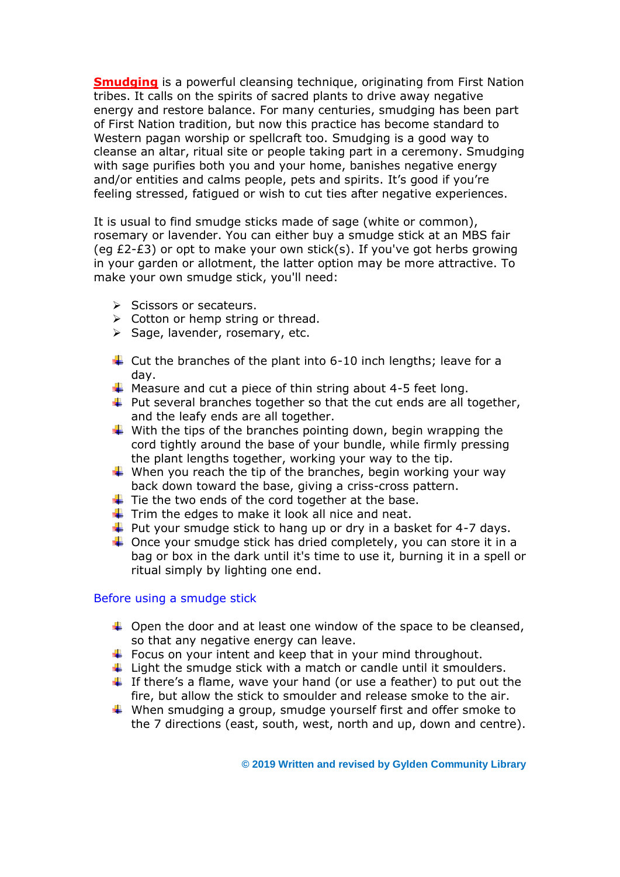**Smudging** is a powerful cleansing technique, originating from First Nation tribes. It calls on the spirits of sacred plants to drive away negative energy and restore balance. For many centuries, smudging has been part of First Nation tradition, but now this practice has become standard to Western pagan worship or spellcraft too. Smudging is a good way to cleanse an altar, ritual site or people taking part in a ceremony. Smudging with sage purifies both you and your home, banishes negative energy and/or entities and calms people, pets and spirits. It's good if you're feeling stressed, fatigued or wish to cut ties after negative experiences.

It is usual to find smudge sticks made of sage (white or common), rosemary or lavender. You can either buy a smudge stick at an MBS fair (eg £2-£3) or opt to make your own stick(s). If you've got herbs growing in your garden or allotment, the latter option may be more attractive. To make your own smudge stick, you'll need:

- Scissors or secateurs.
- Cotton or hemp string or thread.
- Sage, lavender, rosemary, etc.

- Cut the branches of the plant into 6-10 inch lengths; leave for a day.
- Measure and cut a piece of thin string about 4-5 feet long.
- Put several branches together so that the cut ends are all together, and the leafy ends are all together.
- With the tips of the branches pointing down, begin wrapping the cord tightly around the base of your bundle, while firmly pressing the plant lengths together, working your way to the tip.
- When you reach the tip of the branches, begin working your way back down toward the base, giving a criss-cross pattern.
- Tie the two ends of the cord together at the base.
- Trim the edges to make it look all nice and neat.
- Put your smudge stick to hang up or dry in a basket for 4-7 days.
- Once your smudge stick has dried completely, you can store it in a bag or box in the dark until it's time to use it, burning it in a spell or ritual simply by lighting one end.

### Before using a smudge stick

- Open the door and at least one window of the space to be cleansed, so that any negative energy can leave.
- Focus on your intent and keep that in your mind throughout.
- Light the smudge stick with a match or candle until it smoulders.
- If there's a flame, wave your hand (or use a feather) to put out the fire, but allow the stick to smoulder and release smoke to the air.
- When smudging a group, smudge yourself first and offer smoke to the 7 directions (east, south, west, north and up, down and centre).

**© 2019 Written and revised by Gylden Community Library**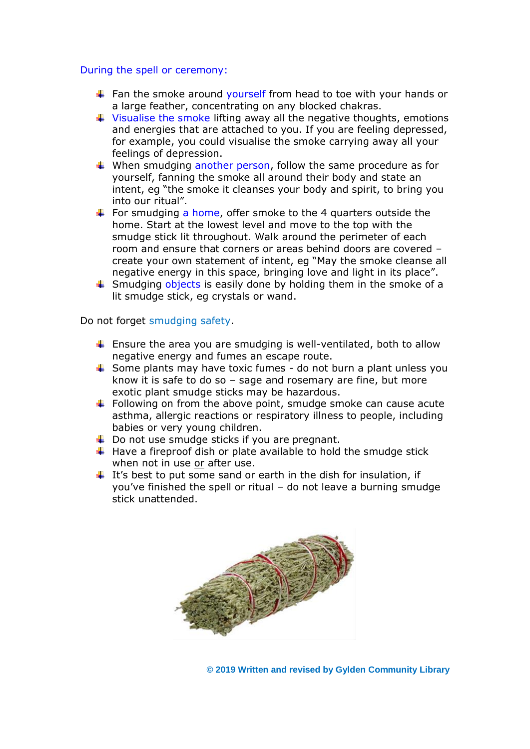During the spell or ceremony:

- Fan the smoke around yourself from head to toe with your hands or a large feather, concentrating on any blocked chakras.
- Visualise the smoke lifting away all the negative thoughts, emotions and energies that are attached to you. If you are feeling depressed, for example, you could visualise the smoke carrying away all your feelings of depression.
- When smudging another person, follow the same procedure as for yourself, fanning the smoke all around their body and state an intent, eg "the smoke it cleanses your body and spirit, to bring you into our ritual".
- For smudging a home, offer smoke to the 4 quarters outside the home. Start at the lowest level and move to the top with the smudge stick lit throughout. Walk around the perimeter of each room and ensure that corners or areas behind doors are covered – create your own statement of intent, eg "May the smoke cleanse all negative energy in this space, bringing love and light in its place".
- Smudging objects is easily done by holding them in the smoke of a lit smudge stick, eg crystals or wand.

Do not forget smudging safety.

- Ensure the area you are smudging is well-ventilated, both to allow negative energy and fumes an escape route.
- Some plants may have toxic fumes - do not burn a plant unless you know it is safe to do so – sage and rosemary are fine, but more exotic plant smudge sticks may be hazardous.
- Following on from the above point, smudge smoke can cause acute asthma, allergic reactions or respiratory illness to people, including babies or very young children.
- Do not use smudge sticks if you are pregnant.
- Have a fireproof dish or plate available to hold the smudge stick when not in use or after use.
- It's best to put some sand or earth in the dish for insulation, if you've finished the spell or ritual – do not leave a burning smudge stick unattended.

**© 2019 Written and revised by Gylden Community Library**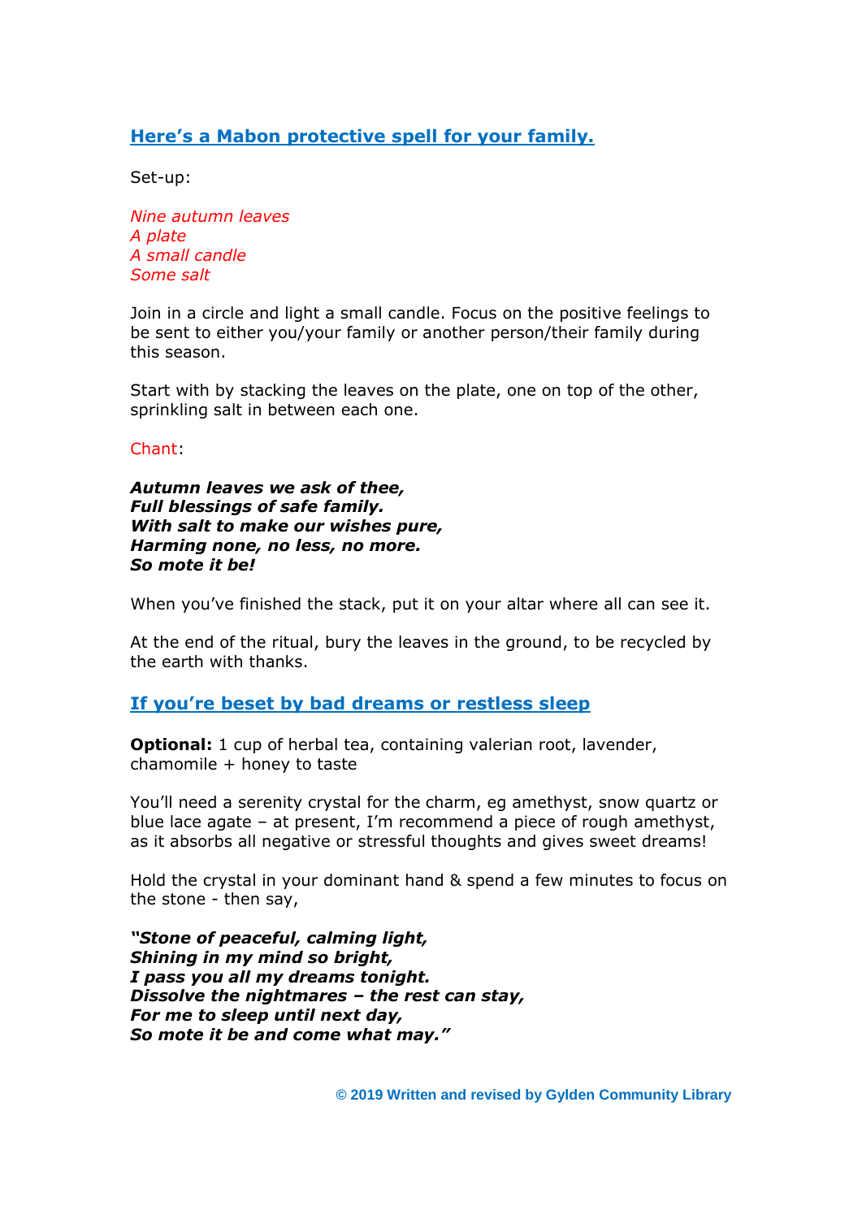## Here's a Mabon protective spell for your family.

Set-up:

*Nine autumn leaves*
*A plate*
*A small candle*
*Some salt*

Join in a circle and light a small candle. Focus on the positive feelings to be sent to either you/your family or another person/their family during this season.

Start with by stacking the leaves on the plate, one on top of the other, sprinkling salt in between each one.

Chant:

***Autumn leaves we ask of thee,***
***Full blessings of safe family.***
***With salt to make our wishes pure,***
***Harming none, no less, no more.***
***So mote it be!***

When you've finished the stack, put it on your altar where all can see it.

At the end of the ritual, bury the leaves in the ground, to be recycled by the earth with thanks.

## If you're beset by bad dreams or restless sleep

**Optional:** 1 cup of herbal tea, containing valerian root, lavender, chamomile + honey to taste

You'll need a serenity crystal for the charm, eg amethyst, snow quartz or blue lace agate – at present, I'm recommend a piece of rough amethyst, as it absorbs all negative or stressful thoughts and gives sweet dreams!

Hold the crystal in your dominant hand & spend a few minutes to focus on the stone - then say,

***"Stone of peaceful, calming light,***
***Shining in my mind so bright,***
***I pass you all my dreams tonight.***
***Dissolve the nightmares – the rest can stay,***
***For me to sleep until next day,***
***So mote it be and come what may."***

**© 2019 Written and revised by Gylden Community Library**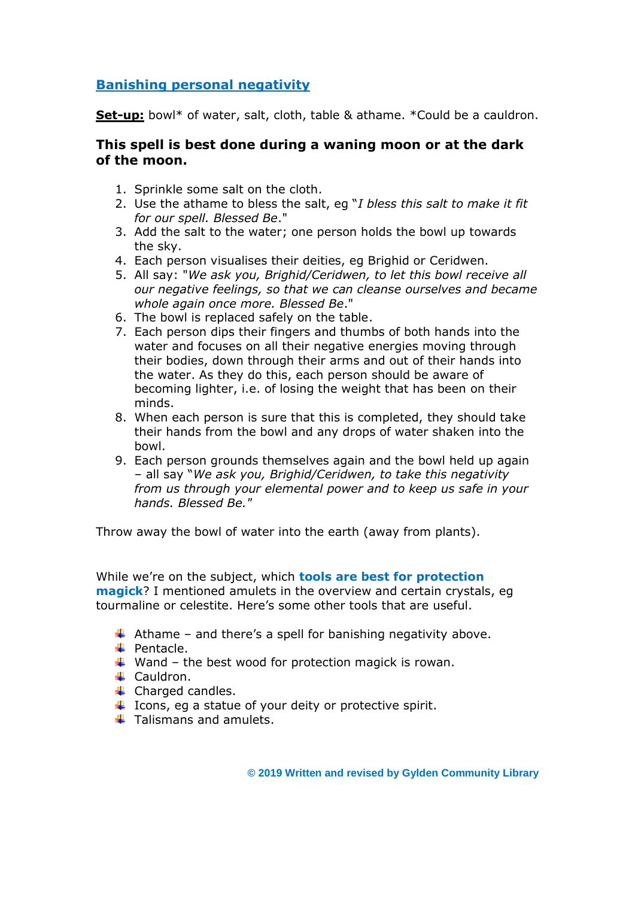## Banishing personal negativity

**Set-up:** bowl* of water, salt, cloth, table & athame. *Could be a cauldron.

**This spell is best done during a waning moon or at the dark of the moon.**

1. Sprinkle some salt on the cloth.
2. Use the athame to bless the salt, eg "*I bless this salt to make it fit for our spell. Blessed Be*."
3. Add the salt to the water; one person holds the bowl up towards the sky.
4. Each person visualises their deities, eg Brighid or Ceridwen.
5. All say: "*We ask you, Brighid/Ceridwen, to let this bowl receive all our negative feelings, so that we can cleanse ourselves and became whole again once more. Blessed Be*."
6. The bowl is replaced safely on the table.
7. Each person dips their fingers and thumbs of both hands into the water and focuses on all their negative energies moving through their bodies, down through their arms and out of their hands into the water. As they do this, each person should be aware of becoming lighter, i.e. of losing the weight that has been on their minds.
8. When each person is sure that this is completed, they should take their hands from the bowl and any drops of water shaken into the bowl.
9. Each person grounds themselves again and the bowl held up again – all say "*We ask you, Brighid/Ceridwen, to take this negativity from us through your elemental power and to keep us safe in your hands. Blessed Be.*"

Throw away the bowl of water into the earth (away from plants).

While we're on the subject, which **tools are best for protection magick**? I mentioned amulets in the overview and certain crystals, eg tourmaline or celestite. Here's some other tools that are useful.

- Athame – and there's a spell for banishing negativity above.
- Pentacle.
- Wand – the best wood for protection magick is rowan.
- Cauldron.
- Charged candles.
- Icons, eg a statue of your deity or protective spirit.
- Talismans and amulets.

**© 2019 Written and revised by Gylden Community Library**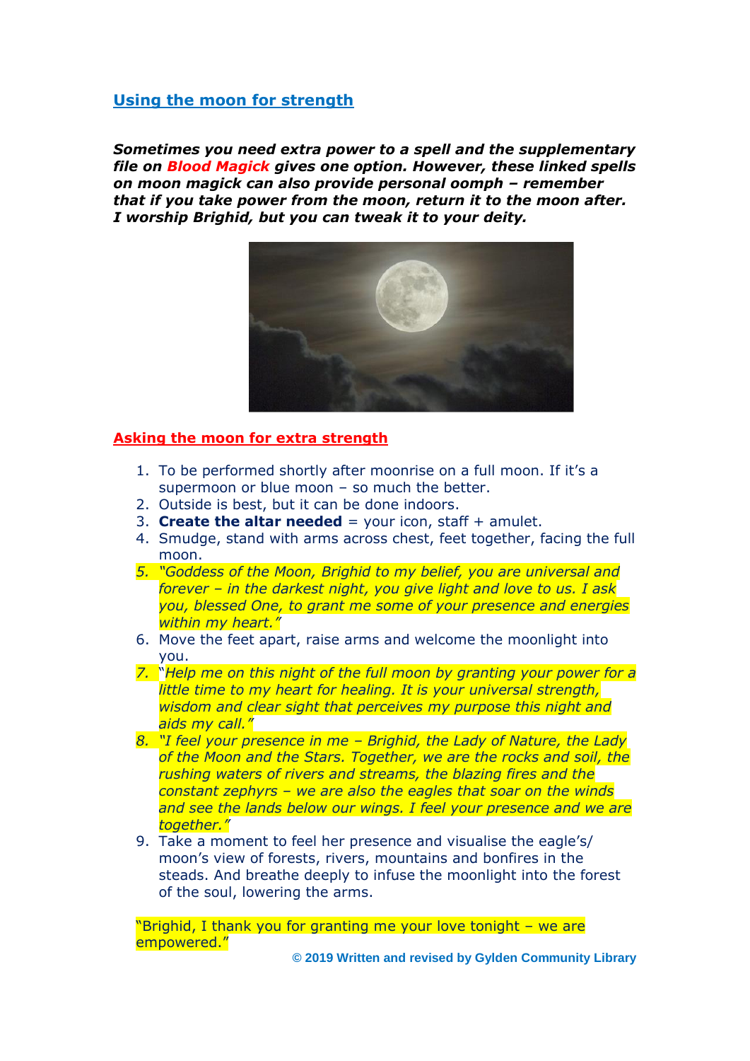## Using the moon for strength

***Sometimes you need extra power to a spell and the supplementary file on Blood Magick gives one option. However, these linked spells on moon magick can also provide personal oomph – remember that if you take power from the moon, return it to the moon after. I worship Brighid, but you can tweak it to your deity.***

### Asking the moon for extra strength

1. To be performed shortly after moonrise on a full moon. If it's a supermoon or blue moon – so much the better.
2. Outside is best, but it can be done indoors.
3. **Create the altar needed** = your icon, staff + amulet.
4. Smudge, stand with arms across chest, feet together, facing the full moon.
5. *"Goddess of the Moon, Brighid to my belief, you are universal and forever – in the darkest night, you give light and love to us. I ask you, blessed One, to grant me some of your presence and energies within my heart."*
6. Move the feet apart, raise arms and welcome the moonlight into you.
7. *"Help me on this night of the full moon by granting your power for a little time to my heart for healing. It is your universal strength, wisdom and clear sight that perceives my purpose this night and aids my call."*
8. *"I feel your presence in me – Brighid, the Lady of Nature, the Lady of the Moon and the Stars. Together, we are the rocks and soil, the rushing waters of rivers and streams, the blazing fires and the constant zephyrs – we are also the eagles that soar on the winds and see the lands below our wings. I feel your presence and we are together."*
9. Take a moment to feel her presence and visualise the eagle's/ moon's view of forests, rivers, mountains and bonfires in the steads. And breathe deeply to infuse the moonlight into the forest of the soul, lowering the arms.

"Brighid, I thank you for granting me your love tonight – we are empowered."

**© 2019 Written and revised by Gylden Community Library**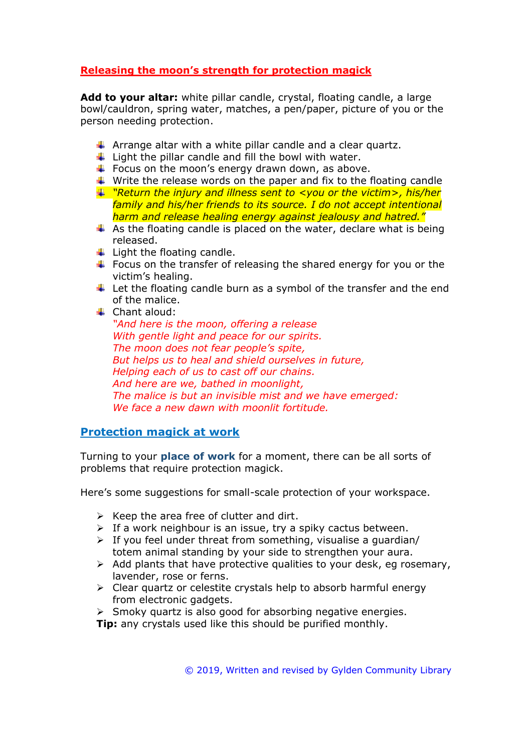## Releasing the moon's strength for protection magick

**Add to your altar:** white pillar candle, crystal, floating candle, a large bowl/cauldron, spring water, matches, a pen/paper, picture of you or the person needing protection.

- Arrange altar with a white pillar candle and a clear quartz.
- Light the pillar candle and fill the bowl with water.
- Focus on the moon's energy drawn down, as above.
- Write the release words on the paper and fix to the floating candle
- *"Return the injury and illness sent to <you or the victim>, his/her family and his/her friends to its source. I do not accept intentional harm and release healing energy against jealousy and hatred."*
- As the floating candle is placed on the water, declare what is being released.
- Light the floating candle.
- Focus on the transfer of releasing the shared energy for you or the victim's healing.
- Let the floating candle burn as a symbol of the transfer and the end of the malice.
- Chant aloud:
  *"And here is the moon, offering a release*
  *With gentle light and peace for our spirits.*
  *The moon does not fear people's spite,*
  *But helps us to heal and shield ourselves in future,*
  *Helping each of us to cast off our chains.*
  *And here are we, bathed in moonlight,*
  *The malice is but an invisible mist and we have emerged:*
  *We face a new dawn with moonlit fortitude.*

## Protection magick at work

Turning to your **place of work** for a moment, there can be all sorts of problems that require protection magick.

Here's some suggestions for small-scale protection of your workspace.

- Keep the area free of clutter and dirt.
- If a work neighbour is an issue, try a spiky cactus between.
- If you feel under threat from something, visualise a guardian/ totem animal standing by your side to strengthen your aura.
- Add plants that have protective qualities to your desk, eg rosemary, lavender, rose or ferns.
- Clear quartz or celestite crystals help to absorb harmful energy from electronic gadgets.
- Smoky quartz is also good for absorbing negative energies.

**Tip:** any crystals used like this should be purified monthly.

© 2019, Written and revised by Gylden Community Library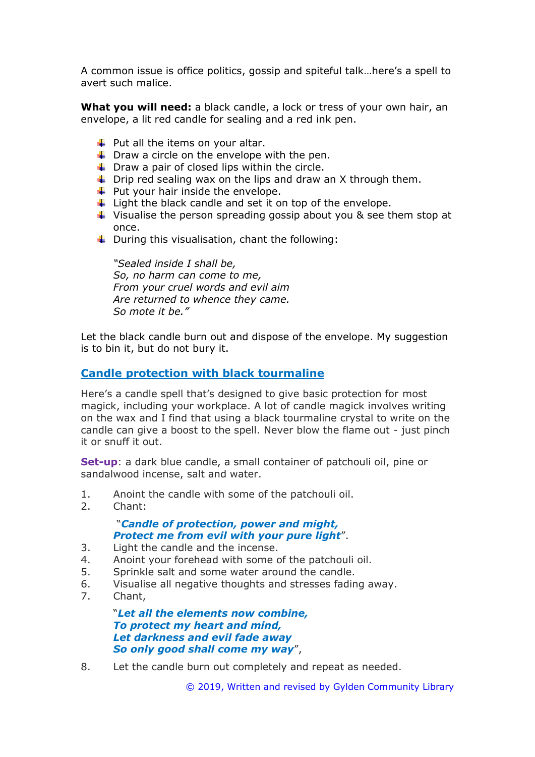A common issue is office politics, gossip and spiteful talk…here's a spell to avert such malice.

**What you will need:** a black candle, a lock or tress of your own hair, an envelope, a lit red candle for sealing and a red ink pen.

- Put all the items on your altar.
- Draw a circle on the envelope with the pen.
- Draw a pair of closed lips within the circle.
- Drip red sealing wax on the lips and draw an X through them.
- Put your hair inside the envelope.
- Light the black candle and set it on top of the envelope.
- Visualise the person spreading gossip about you & see them stop at once.
- During this visualisation, chant the following:

  *"Sealed inside I shall be,*
  *So, no harm can come to me,*
  *From your cruel words and evil aim*
  *Are returned to whence they came.*
  *So mote it be."*

Let the black candle burn out and dispose of the envelope. My suggestion is to bin it, but do not bury it.

## Candle protection with black tourmaline

Here's a candle spell that's designed to give basic protection for most magick, including your workplace. A lot of candle magick involves writing on the wax and I find that using a black tourmaline crystal to write on the candle can give a boost to the spell. Never blow the flame out - just pinch it or snuff it out.

**Set-up**: a dark blue candle, a small container of patchouli oil, pine or sandalwood incense, salt and water.

1. Anoint the candle with some of the patchouli oil.
2. Chant:

   "***Candle of protection, power and might,***
   ***Protect me from evil with your pure light***".
3. Light the candle and the incense.
4. Anoint your forehead with some of the patchouli oil.
5. Sprinkle salt and some water around the candle.
6. Visualise all negative thoughts and stresses fading away.
7. Chant,

   "***Let all the elements now combine,***
   ***To protect my heart and mind,***
   ***Let darkness and evil fade away***
   ***So only good shall come my way***",
8. Let the candle burn out completely and repeat as needed.

© 2019, Written and revised by Gylden Community Library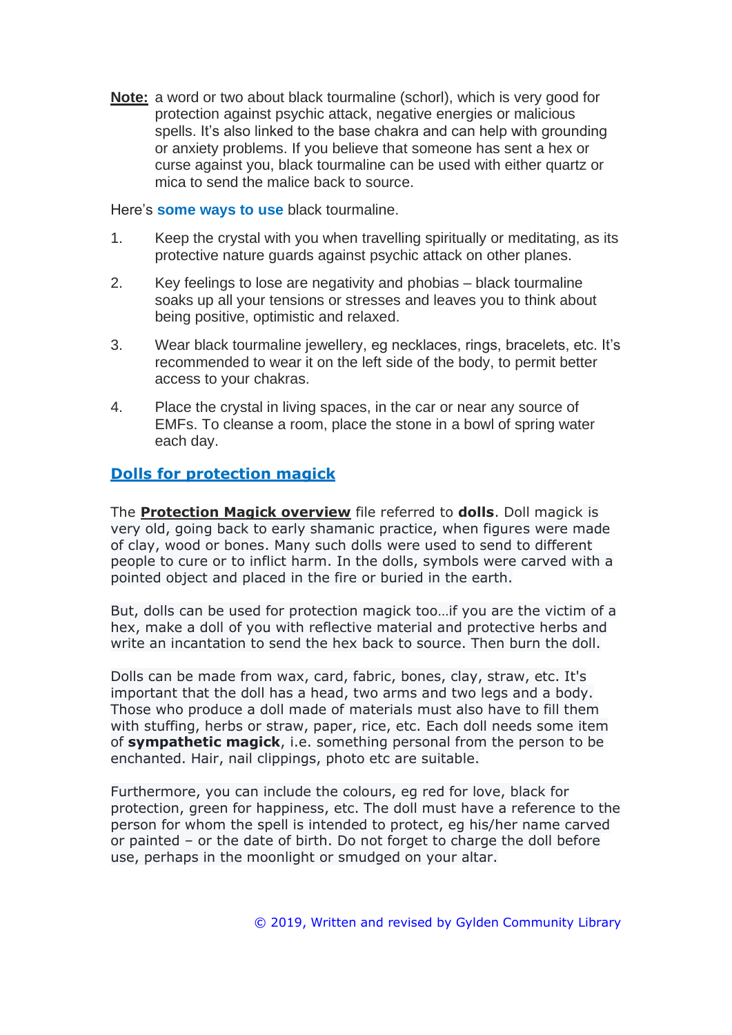**Note:** a word or two about black tourmaline (schorl), which is very good for protection against psychic attack, negative energies or malicious spells. It's also linked to the base chakra and can help with grounding or anxiety problems. If you believe that someone has sent a hex or curse against you, black tourmaline can be used with either quartz or mica to send the malice back to source.

Here's **some ways to use** black tourmaline.

1. Keep the crystal with you when travelling spiritually or meditating, as its protective nature guards against psychic attack on other planes.

2. Key feelings to lose are negativity and phobias – black tourmaline soaks up all your tensions or stresses and leaves you to think about being positive, optimistic and relaxed.

3. Wear black tourmaline jewellery, eg necklaces, rings, bracelets, etc. It's recommended to wear it on the left side of the body, to permit better access to your chakras.

4. Place the crystal in living spaces, in the car or near any source of EMFs. To cleanse a room, place the stone in a bowl of spring water each day.

## Dolls for protection magick

The **Protection Magick overview** file referred to **dolls**. Doll magick is very old, going back to early shamanic practice, when figures were made of clay, wood or bones. Many such dolls were used to send to different people to cure or to inflict harm. In the dolls, symbols were carved with a pointed object and placed in the fire or buried in the earth.

But, dolls can be used for protection magick too…if you are the victim of a hex, make a doll of you with reflective material and protective herbs and write an incantation to send the hex back to source. Then burn the doll.

Dolls can be made from wax, card, fabric, bones, clay, straw, etc. It's important that the doll has a head, two arms and two legs and a body. Those who produce a doll made of materials must also have to fill them with stuffing, herbs or straw, paper, rice, etc. Each doll needs some item of **sympathetic magick**, i.e. something personal from the person to be enchanted. Hair, nail clippings, photo etc are suitable.

Furthermore, you can include the colours, eg red for love, black for protection, green for happiness, etc. The doll must have a reference to the person for whom the spell is intended to protect, eg his/her name carved or painted – or the date of birth. Do not forget to charge the doll before use, perhaps in the moonlight or smudged on your altar.

© 2019, Written and revised by Gylden Community Library